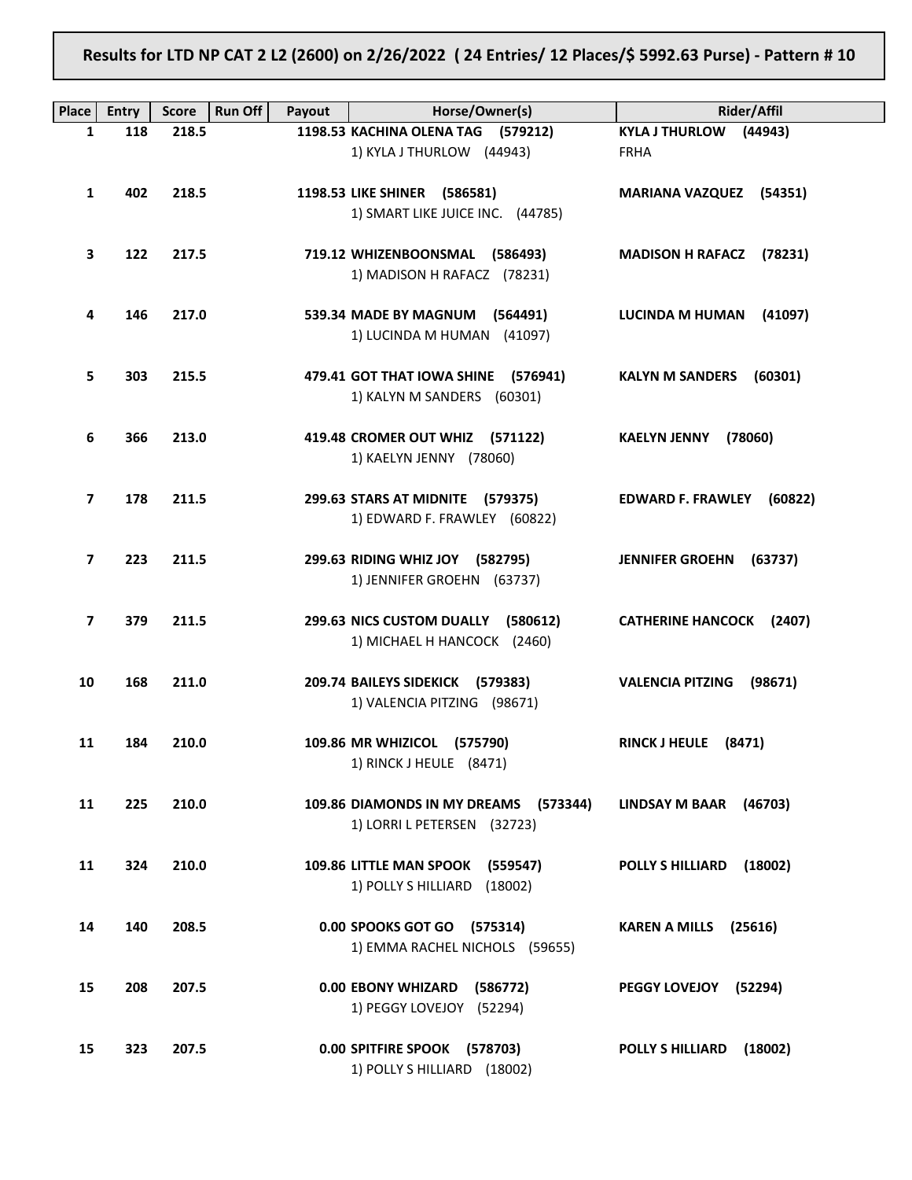# Results for LTD NP CAT 2 L2 (2600) on 2/26/2022 ( 24 Entries/ 12 Places/$ 5992.63 Purse) - Pattern # 10

| Place | Entry | Score | Run Off | Payout | Horse/Owner(s) | Rider/Affil |
|---|---|---|---|---|---|---|
| 1 | 118 | 218.5 | | 1198.53 | **KACHINA OLENA TAG (579212)**<br>1) KYLA J THURLOW (44943) | **KYLA J THURLOW (44943)**<br>FRHA |
| 1 | 402 | 218.5 | | 1198.53 | **LIKE SHINER (586581)**<br>1) SMART LIKE JUICE INC. (44785) | **MARIANA VAZQUEZ (54351)** |
| 3 | 122 | 217.5 | | 719.12 | **WHIZENBOONSMAL (586493)**<br>1) MADISON H RAFACZ (78231) | **MADISON H RAFACZ (78231)** |
| 4 | 146 | 217.0 | | 539.34 | **MADE BY MAGNUM (564491)**<br>1) LUCINDA M HUMAN (41097) | **LUCINDA M HUMAN (41097)** |
| 5 | 303 | 215.5 | | 479.41 | **GOT THAT IOWA SHINE (576941)**<br>1) KALYN M SANDERS (60301) | **KALYN M SANDERS (60301)** |
| 6 | 366 | 213.0 | | 419.48 | **CROMER OUT WHIZ (571122)**<br>1) KAELYN JENNY (78060) | **KAELYN JENNY (78060)** |
| 7 | 178 | 211.5 | | 299.63 | **STARS AT MIDNITE (579375)**<br>1) EDWARD F. FRAWLEY (60822) | **EDWARD F. FRAWLEY (60822)** |
| 7 | 223 | 211.5 | | 299.63 | **RIDING WHIZ JOY (582795)**<br>1) JENNIFER GROEHN (63737) | **JENNIFER GROEHN (63737)** |
| 7 | 379 | 211.5 | | 299.63 | **NICS CUSTOM DUALLY (580612)**<br>1) MICHAEL H HANCOCK (2460) | **CATHERINE HANCOCK (2407)** |
| 10 | 168 | 211.0 | | 209.74 | **BAILEYS SIDEKICK (579383)**<br>1) VALENCIA PITZING (98671) | **VALENCIA PITZING (98671)** |
| 11 | 184 | 210.0 | | 109.86 | **MR WHIZICOL (575790)**<br>1) RINCK J HEULE (8471) | **RINCK J HEULE (8471)** |
| 11 | 225 | 210.0 | | 109.86 | **DIAMONDS IN MY DREAMS (573344)**<br>1) LORRI L PETERSEN (32723) | **LINDSAY M BAAR (46703)** |
| 11 | 324 | 210.0 | | 109.86 | **LITTLE MAN SPOOK (559547)**<br>1) POLLY S HILLIARD (18002) | **POLLY S HILLIARD (18002)** |
| 14 | 140 | 208.5 | | 0.00 | **SPOOKS GOT GO (575314)**<br>1) EMMA RACHEL NICHOLS (59655) | **KAREN A MILLS (25616)** |
| 15 | 208 | 207.5 | | 0.00 | **EBONY WHIZARD (586772)**<br>1) PEGGY LOVEJOY (52294) | **PEGGY LOVEJOY (52294)** |
| 15 | 323 | 207.5 | | 0.00 | **SPITFIRE SPOOK (578703)**<br>1) POLLY S HILLIARD (18002) | **POLLY S HILLIARD (18002)** |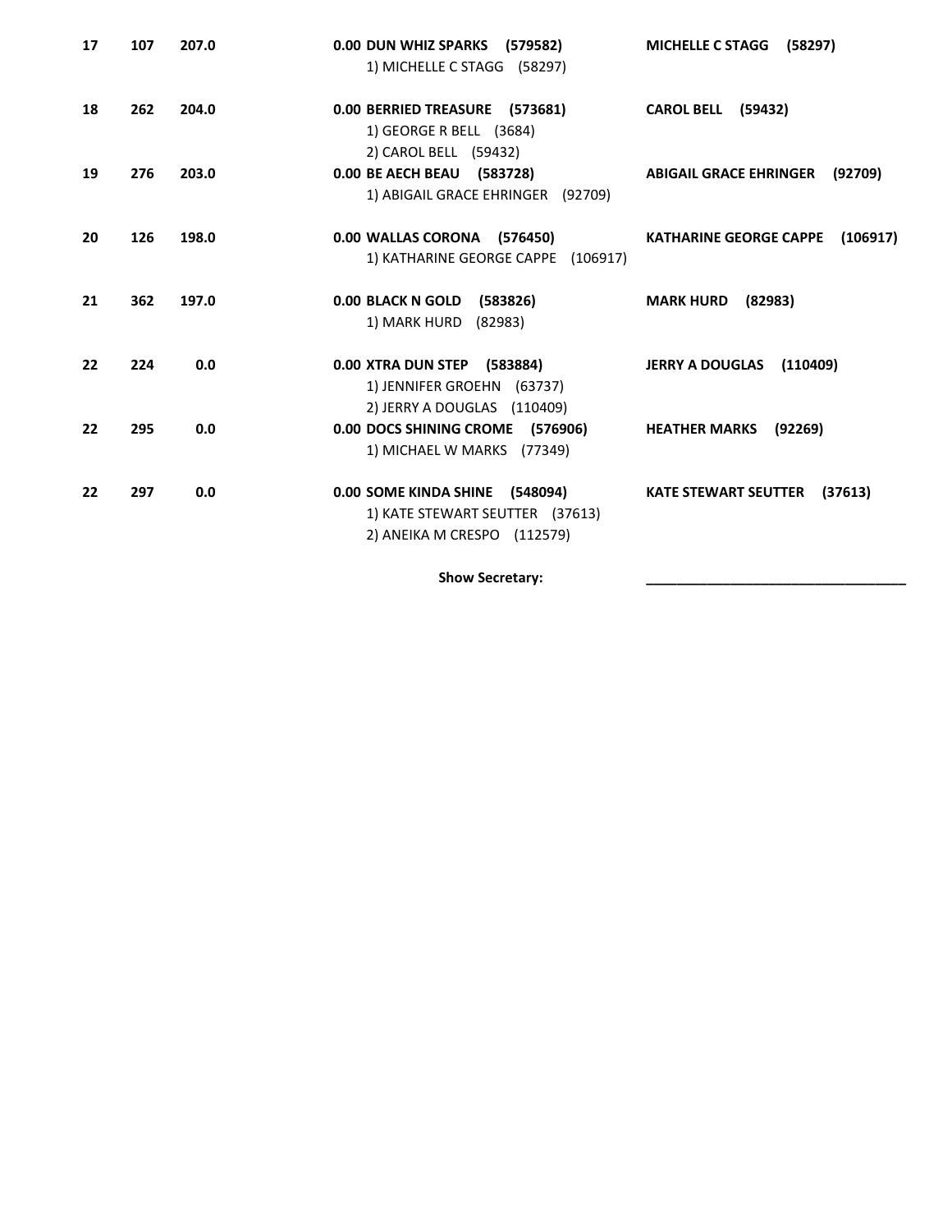| | | | | |
|---|---|---|---|---|
| **17** | **107** | **207.0** | **0.00 DUN WHIZ SPARKS (579582)**<br>1) MICHELLE C STAGG (58297) | **MICHELLE C STAGG (58297)** |
| **18** | **262** | **204.0** | **0.00 BERRIED TREASURE (573681)**<br>1) GEORGE R BELL (3684)<br>2) CAROL BELL (59432) | **CAROL BELL (59432)** |
| **19** | **276** | **203.0** | **0.00 BE AECH BEAU (583728)**<br>1) ABIGAIL GRACE EHRINGER (92709) | **ABIGAIL GRACE EHRINGER (92709)** |
| **20** | **126** | **198.0** | **0.00 WALLAS CORONA (576450)**<br>1) KATHARINE GEORGE CAPPE (106917) | **KATHARINE GEORGE CAPPE (106917)** |
| **21** | **362** | **197.0** | **0.00 BLACK N GOLD (583826)**<br>1) MARK HURD (82983) | **MARK HURD (82983)** |
| **22** | **224** | **0.0** | **0.00 XTRA DUN STEP (583884)**<br>1) JENNIFER GROEHN (63737)<br>2) JERRY A DOUGLAS (110409) | **JERRY A DOUGLAS (110409)** |
| **22** | **295** | **0.0** | **0.00 DOCS SHINING CROME (576906)**<br>1) MICHAEL W MARKS (77349) | **HEATHER MARKS (92269)** |
| **22** | **297** | **0.0** | **0.00 SOME KINDA SHINE (548094)**<br>1) KATE STEWART SEUTTER (37613)<br>2) ANEIKA M CRESPO (112579) | **KATE STEWART SEUTTER (37613)** |

**Show Secretary:** ________________________________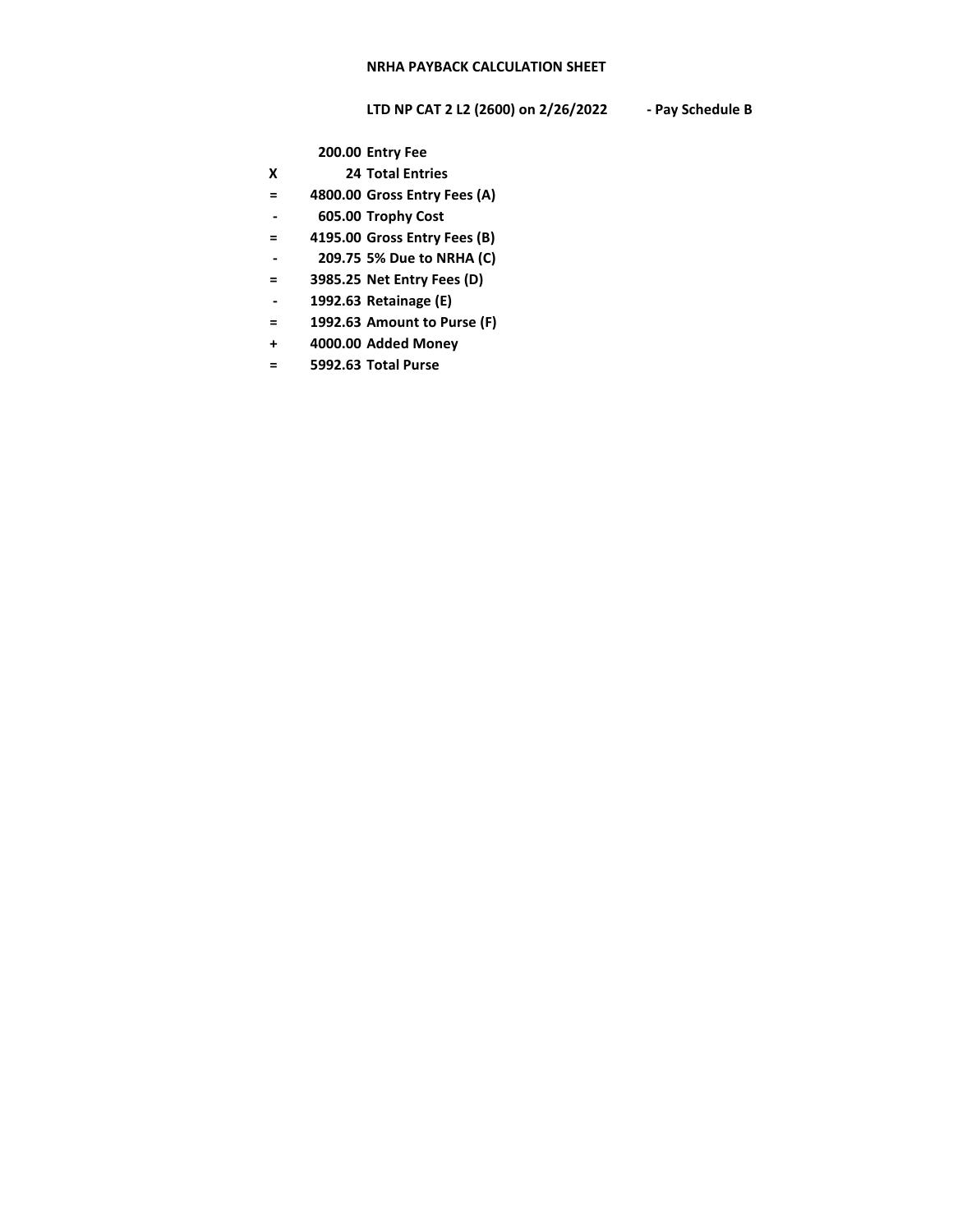**NRHA PAYBACK CALCULATION SHEET**

**LTD NP CAT 2 L2 (2600) on 2/26/2022 - Pay Schedule B**

| | | |
|---|---|---|
| | 200.00 | Entry Fee |
| X | 24 | Total Entries |
| = | 4800.00 | Gross Entry Fees (A) |
| - | 605.00 | Trophy Cost |
| = | 4195.00 | Gross Entry Fees (B) |
| - | 209.75 | 5% Due to NRHA (C) |
| = | 3985.25 | Net Entry Fees (D) |
| - | 1992.63 | Retainage (E) |
| = | 1992.63 | Amount to Purse (F) |
| + | 4000.00 | Added Money |
| = | 5992.63 | Total Purse |